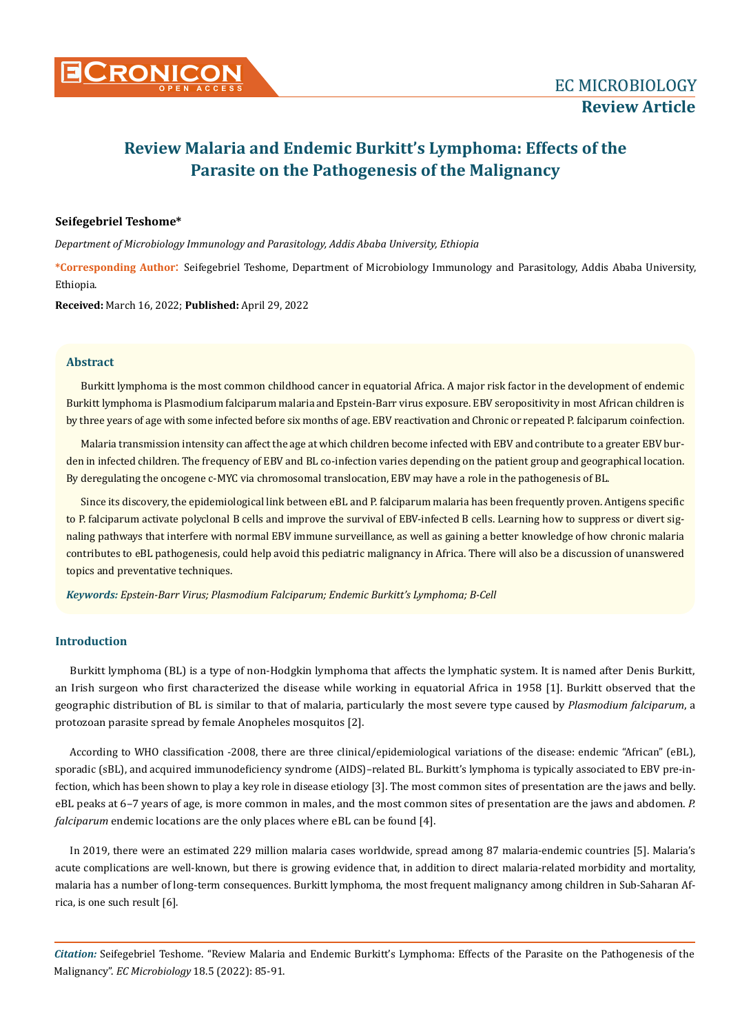# Review Malaria and Endemic Burkitt's Lymphoma: Effects of the Parasite on the Pathogenesis of the Malignancy

**Seifegebriel Teshome***

*Department of Microbiology Immunology and Parasitology, Addis Ababa University, Ethiopia*

***Corresponding Author**: Seifegebriel Teshome, Department of Microbiology Immunology and Parasitology, Addis Ababa University, Ethiopia.

**Received:** March 16, 2022; **Published:** April 29, 2022

## Abstract

Burkitt lymphoma is the most common childhood cancer in equatorial Africa. A major risk factor in the development of endemic Burkitt lymphoma is Plasmodium falciparum malaria and Epstein-Barr virus exposure. EBV seropositivity in most African children is by three years of age with some infected before six months of age. EBV reactivation and Chronic or repeated P. falciparum coinfection.

Malaria transmission intensity can affect the age at which children become infected with EBV and contribute to a greater EBV burden in infected children. The frequency of EBV and BL co-infection varies depending on the patient group and geographical location. By deregulating the oncogene c-MYC via chromosomal translocation, EBV may have a role in the pathogenesis of BL.

Since its discovery, the epidemiological link between eBL and P. falciparum malaria has been frequently proven. Antigens specific to P. falciparum activate polyclonal B cells and improve the survival of EBV-infected B cells. Learning how to suppress or divert signaling pathways that interfere with normal EBV immune surveillance, as well as gaining a better knowledge of how chronic malaria contributes to eBL pathogenesis, could help avoid this pediatric malignancy in Africa. There will also be a discussion of unanswered topics and preventative techniques.

***Keywords:*** *Epstein-Barr Virus; Plasmodium Falciparum; Endemic Burkitt's Lymphoma; B-Cell*

## Introduction

Burkitt lymphoma (BL) is a type of non-Hodgkin lymphoma that affects the lymphatic system. It is named after Denis Burkitt, an Irish surgeon who first characterized the disease while working in equatorial Africa in 1958 [1]. Burkitt observed that the geographic distribution of BL is similar to that of malaria, particularly the most severe type caused by *Plasmodium falciparum*, a protozoan parasite spread by female Anopheles mosquitos [2].

According to WHO classification -2008, there are three clinical/epidemiological variations of the disease: endemic "African" (eBL), sporadic (sBL), and acquired immunodeficiency syndrome (AIDS)–related BL. Burkitt's lymphoma is typically associated to EBV pre-infection, which has been shown to play a key role in disease etiology [3]. The most common sites of presentation are the jaws and belly. eBL peaks at 6–7 years of age, is more common in males, and the most common sites of presentation are the jaws and abdomen. *P. falciparum* endemic locations are the only places where eBL can be found [4].

In 2019, there were an estimated 229 million malaria cases worldwide, spread among 87 malaria-endemic countries [5]. Malaria's acute complications are well-known, but there is growing evidence that, in addition to direct malaria-related morbidity and mortality, malaria has a number of long-term consequences. Burkitt lymphoma, the most frequent malignancy among children in Sub-Saharan Africa, is one such result [6].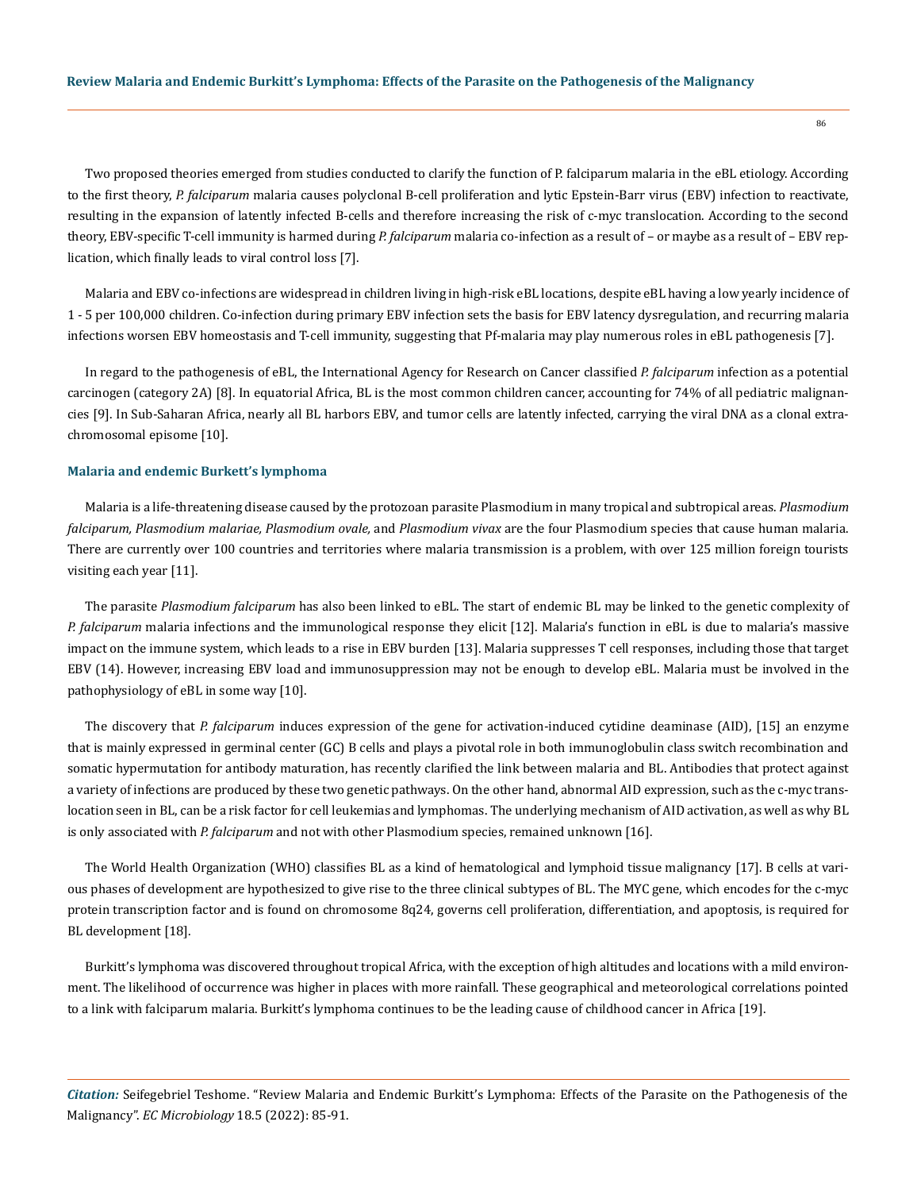Two proposed theories emerged from studies conducted to clarify the function of P. falciparum malaria in the eBL etiology. According to the first theory, *P. falciparum* malaria causes polyclonal B-cell proliferation and lytic Epstein-Barr virus (EBV) infection to reactivate, resulting in the expansion of latently infected B-cells and therefore increasing the risk of c-myc translocation. According to the second theory, EBV-specific T-cell immunity is harmed during *P. falciparum* malaria co-infection as a result of – or maybe as a result of – EBV replication, which finally leads to viral control loss [7].

Malaria and EBV co-infections are widespread in children living in high-risk eBL locations, despite eBL having a low yearly incidence of 1 - 5 per 100,000 children. Co-infection during primary EBV infection sets the basis for EBV latency dysregulation, and recurring malaria infections worsen EBV homeostasis and T-cell immunity, suggesting that Pf-malaria may play numerous roles in eBL pathogenesis [7].

In regard to the pathogenesis of eBL, the International Agency for Research on Cancer classified *P. falciparum* infection as a potential carcinogen (category 2A) [8]. In equatorial Africa, BL is the most common children cancer, accounting for 74% of all pediatric malignancies [9]. In Sub-Saharan Africa, nearly all BL harbors EBV, and tumor cells are latently infected, carrying the viral DNA as a clonal extrachromosomal episome [10].

### Malaria and endemic Burkett's lymphoma

Malaria is a life-threatening disease caused by the protozoan parasite Plasmodium in many tropical and subtropical areas. *Plasmodium falciparum, Plasmodium malariae, Plasmodium ovale,* and *Plasmodium vivax* are the four Plasmodium species that cause human malaria. There are currently over 100 countries and territories where malaria transmission is a problem, with over 125 million foreign tourists visiting each year [11].

The parasite *Plasmodium falciparum* has also been linked to eBL. The start of endemic BL may be linked to the genetic complexity of *P. falciparum* malaria infections and the immunological response they elicit [12]. Malaria's function in eBL is due to malaria's massive impact on the immune system, which leads to a rise in EBV burden [13]. Malaria suppresses T cell responses, including those that target EBV (14). However, increasing EBV load and immunosuppression may not be enough to develop eBL. Malaria must be involved in the pathophysiology of eBL in some way [10].

The discovery that *P. falciparum* induces expression of the gene for activation-induced cytidine deaminase (AID), [15] an enzyme that is mainly expressed in germinal center (GC) B cells and plays a pivotal role in both immunoglobulin class switch recombination and somatic hypermutation for antibody maturation, has recently clarified the link between malaria and BL. Antibodies that protect against a variety of infections are produced by these two genetic pathways. On the other hand, abnormal AID expression, such as the c-myc translocation seen in BL, can be a risk factor for cell leukemias and lymphomas. The underlying mechanism of AID activation, as well as why BL is only associated with *P. falciparum* and not with other Plasmodium species, remained unknown [16].

The World Health Organization (WHO) classifies BL as a kind of hematological and lymphoid tissue malignancy [17]. B cells at various phases of development are hypothesized to give rise to the three clinical subtypes of BL. The MYC gene, which encodes for the c-myc protein transcription factor and is found on chromosome 8q24, governs cell proliferation, differentiation, and apoptosis, is required for BL development [18].

Burkitt's lymphoma was discovered throughout tropical Africa, with the exception of high altitudes and locations with a mild environment. The likelihood of occurrence was higher in places with more rainfall. These geographical and meteorological correlations pointed to a link with falciparum malaria. Burkitt's lymphoma continues to be the leading cause of childhood cancer in Africa [19].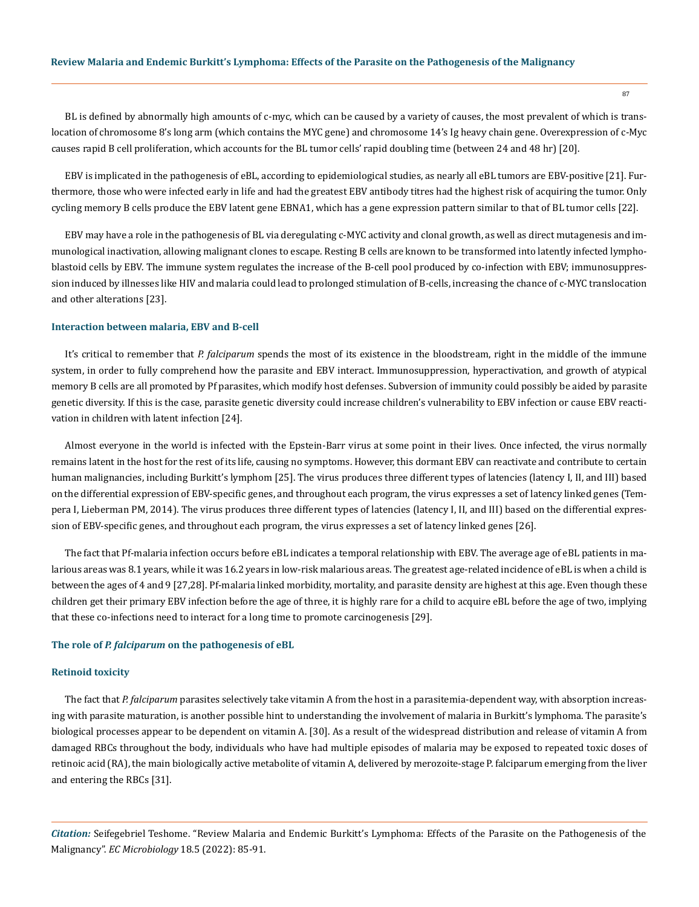BL is defined by abnormally high amounts of c-myc, which can be caused by a variety of causes, the most prevalent of which is translocation of chromosome 8's long arm (which contains the MYC gene) and chromosome 14's Ig heavy chain gene. Overexpression of c-Myc causes rapid B cell proliferation, which accounts for the BL tumor cells' rapid doubling time (between 24 and 48 hr) [20].

EBV is implicated in the pathogenesis of eBL, according to epidemiological studies, as nearly all eBL tumors are EBV-positive [21]. Furthermore, those who were infected early in life and had the greatest EBV antibody titres had the highest risk of acquiring the tumor. Only cycling memory B cells produce the EBV latent gene EBNA1, which has a gene expression pattern similar to that of BL tumor cells [22].

EBV may have a role in the pathogenesis of BL via deregulating c-MYC activity and clonal growth, as well as direct mutagenesis and immunological inactivation, allowing malignant clones to escape. Resting B cells are known to be transformed into latently infected lymphoblastoid cells by EBV. The immune system regulates the increase of the B-cell pool produced by co-infection with EBV; immunosuppression induced by illnesses like HIV and malaria could lead to prolonged stimulation of B-cells, increasing the chance of c-MYC translocation and other alterations [23].

### Interaction between malaria, EBV and B-cell

It's critical to remember that *P. falciparum* spends the most of its existence in the bloodstream, right in the middle of the immune system, in order to fully comprehend how the parasite and EBV interact. Immunosuppression, hyperactivation, and growth of atypical memory B cells are all promoted by Pf parasites, which modify host defenses. Subversion of immunity could possibly be aided by parasite genetic diversity. If this is the case, parasite genetic diversity could increase children's vulnerability to EBV infection or cause EBV reactivation in children with latent infection [24].

Almost everyone in the world is infected with the Epstein-Barr virus at some point in their lives. Once infected, the virus normally remains latent in the host for the rest of its life, causing no symptoms. However, this dormant EBV can reactivate and contribute to certain human malignancies, including Burkitt's lymphom [25]. The virus produces three different types of latencies (latency I, II, and III) based on the differential expression of EBV-specific genes, and throughout each program, the virus expresses a set of latency linked genes (Tempera I, Lieberman PM, 2014). The virus produces three different types of latencies (latency I, II, and III) based on the differential expression of EBV-specific genes, and throughout each program, the virus expresses a set of latency linked genes [26].

The fact that Pf-malaria infection occurs before eBL indicates a temporal relationship with EBV. The average age of eBL patients in malarious areas was 8.1 years, while it was 16.2 years in low-risk malarious areas. The greatest age-related incidence of eBL is when a child is between the ages of 4 and 9 [27,28]. Pf-malaria linked morbidity, mortality, and parasite density are highest at this age. Even though these children get their primary EBV infection before the age of three, it is highly rare for a child to acquire eBL before the age of two, implying that these co-infections need to interact for a long time to promote carcinogenesis [29].

### The role of *P. falciparum* on the pathogenesis of eBL

#### Retinoid toxicity

The fact that *P. falciparum* parasites selectively take vitamin A from the host in a parasitemia-dependent way, with absorption increasing with parasite maturation, is another possible hint to understanding the involvement of malaria in Burkitt's lymphoma. The parasite's biological processes appear to be dependent on vitamin A. [30]. As a result of the widespread distribution and release of vitamin A from damaged RBCs throughout the body, individuals who have had multiple episodes of malaria may be exposed to repeated toxic doses of retinoic acid (RA), the main biologically active metabolite of vitamin A, delivered by merozoite-stage P. falciparum emerging from the liver and entering the RBCs [31].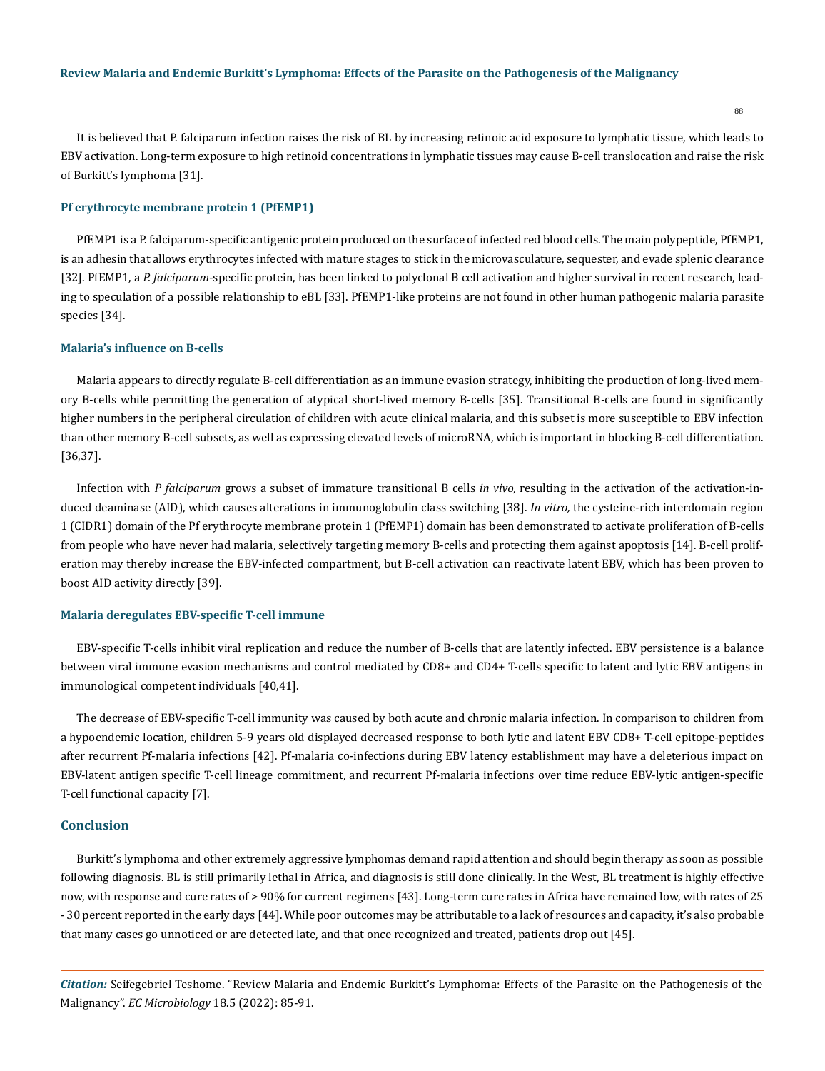It is believed that P. falciparum infection raises the risk of BL by increasing retinoic acid exposure to lymphatic tissue, which leads to EBV activation. Long-term exposure to high retinoid concentrations in lymphatic tissues may cause B-cell translocation and raise the risk of Burkitt's lymphoma [31].

### Pf erythrocyte membrane protein 1 (PfEMP1)

PfEMP1 is a P. falciparum-specific antigenic protein produced on the surface of infected red blood cells. The main polypeptide, PfEMP1, is an adhesin that allows erythrocytes infected with mature stages to stick in the microvasculature, sequester, and evade splenic clearance [32]. PfEMP1, a *P. falciparum*-specific protein, has been linked to polyclonal B cell activation and higher survival in recent research, leading to speculation of a possible relationship to eBL [33]. PfEMP1-like proteins are not found in other human pathogenic malaria parasite species [34].

### Malaria's influence on B-cells

Malaria appears to directly regulate B-cell differentiation as an immune evasion strategy, inhibiting the production of long-lived memory B-cells while permitting the generation of atypical short-lived memory B-cells [35]. Transitional B-cells are found in significantly higher numbers in the peripheral circulation of children with acute clinical malaria, and this subset is more susceptible to EBV infection than other memory B-cell subsets, as well as expressing elevated levels of microRNA, which is important in blocking B-cell differentiation. [36,37].

Infection with *P falciparum* grows a subset of immature transitional B cells *in vivo,* resulting in the activation of the activation-induced deaminase (AID), which causes alterations in immunoglobulin class switching [38]. *In vitro,* the cysteine-rich interdomain region 1 (CIDR1) domain of the Pf erythrocyte membrane protein 1 (PfEMP1) domain has been demonstrated to activate proliferation of B-cells from people who have never had malaria, selectively targeting memory B-cells and protecting them against apoptosis [14]. B-cell proliferation may thereby increase the EBV-infected compartment, but B-cell activation can reactivate latent EBV, which has been proven to boost AID activity directly [39].

### Malaria deregulates EBV-specific T-cell immune

EBV-specific T-cells inhibit viral replication and reduce the number of B-cells that are latently infected. EBV persistence is a balance between viral immune evasion mechanisms and control mediated by CD8+ and CD4+ T-cells specific to latent and lytic EBV antigens in immunological competent individuals [40,41].

The decrease of EBV-specific T-cell immunity was caused by both acute and chronic malaria infection. In comparison to children from a hypoendemic location, children 5-9 years old displayed decreased response to both lytic and latent EBV CD8+ T-cell epitope-peptides after recurrent Pf-malaria infections [42]. Pf-malaria co-infections during EBV latency establishment may have a deleterious impact on EBV-latent antigen specific T-cell lineage commitment, and recurrent Pf-malaria infections over time reduce EBV-lytic antigen-specific T-cell functional capacity [7].

## Conclusion

Burkitt's lymphoma and other extremely aggressive lymphomas demand rapid attention and should begin therapy as soon as possible following diagnosis. BL is still primarily lethal in Africa, and diagnosis is still done clinically. In the West, BL treatment is highly effective now, with response and cure rates of > 90% for current regimens [43]. Long-term cure rates in Africa have remained low, with rates of 25 - 30 percent reported in the early days [44]. While poor outcomes may be attributable to a lack of resources and capacity, it's also probable that many cases go unnoticed or are detected late, and that once recognized and treated, patients drop out [45].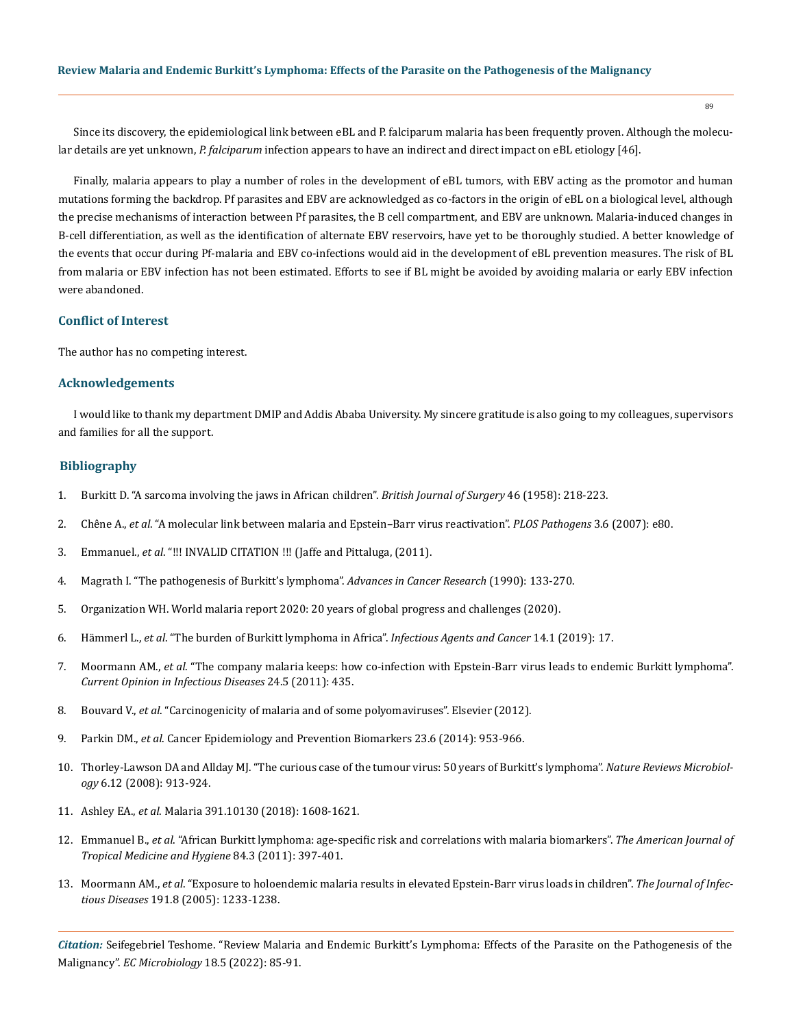Since its discovery, the epidemiological link between eBL and P. falciparum malaria has been frequently proven. Although the molecular details are yet unknown, *P. falciparum* infection appears to have an indirect and direct impact on eBL etiology [46].

Finally, malaria appears to play a number of roles in the development of eBL tumors, with EBV acting as the promotor and human mutations forming the backdrop. Pf parasites and EBV are acknowledged as co-factors in the origin of eBL on a biological level, although the precise mechanisms of interaction between Pf parasites, the B cell compartment, and EBV are unknown. Malaria-induced changes in B-cell differentiation, as well as the identification of alternate EBV reservoirs, have yet to be thoroughly studied. A better knowledge of the events that occur during Pf-malaria and EBV co-infections would aid in the development of eBL prevention measures. The risk of BL from malaria or EBV infection has not been estimated. Efforts to see if BL might be avoided by avoiding malaria or early EBV infection were abandoned.

## Conflict of Interest

The author has no competing interest.

## Acknowledgements

I would like to thank my department DMIP and Addis Ababa University. My sincere gratitude is also going to my colleagues, supervisors and families for all the support.

## Bibliography

1. Burkitt D. "A sarcoma involving the jaws in African children". *British Journal of Surgery* 46 (1958): 218-223.
2. Chêne A., *et al*. "A molecular link between malaria and Epstein–Barr virus reactivation". *PLOS Pathogens* 3.6 (2007): e80.
3. Emmanuel., *et al*. "!!! INVALID CITATION !!! (Jaffe and Pittaluga, (2011).
4. Magrath I. "The pathogenesis of Burkitt's lymphoma". *Advances in Cancer Research* (1990): 133-270.
5. Organization WH. World malaria report 2020: 20 years of global progress and challenges (2020).
6. Hämmerl L., *et al*. "The burden of Burkitt lymphoma in Africa". *Infectious Agents and Cancer* 14.1 (2019): 17.
7. Moormann AM., *et al*. "The company malaria keeps: how co-infection with Epstein-Barr virus leads to endemic Burkitt lymphoma". *Current Opinion in Infectious Diseases* 24.5 (2011): 435.
8. Bouvard V., *et al*. "Carcinogenicity of malaria and of some polyomaviruses". Elsevier (2012).
9. Parkin DM., *et al.* Cancer Epidemiology and Prevention Biomarkers 23.6 (2014): 953-966.
10. Thorley-Lawson DA and Allday MJ. "The curious case of the tumour virus: 50 years of Burkitt's lymphoma". *Nature Reviews Microbiology* 6.12 (2008): 913-924.
11. Ashley EA., *et al.* Malaria 391.10130 (2018): 1608-1621.
12. Emmanuel B., *et al*. "African Burkitt lymphoma: age-specific risk and correlations with malaria biomarkers". *The American Journal of Tropical Medicine and Hygiene* 84.3 (2011): 397-401.
13. Moormann AM., *et al*. "Exposure to holoendemic malaria results in elevated Epstein-Barr virus loads in children". *The Journal of Infectious Diseases* 191.8 (2005): 1233-1238.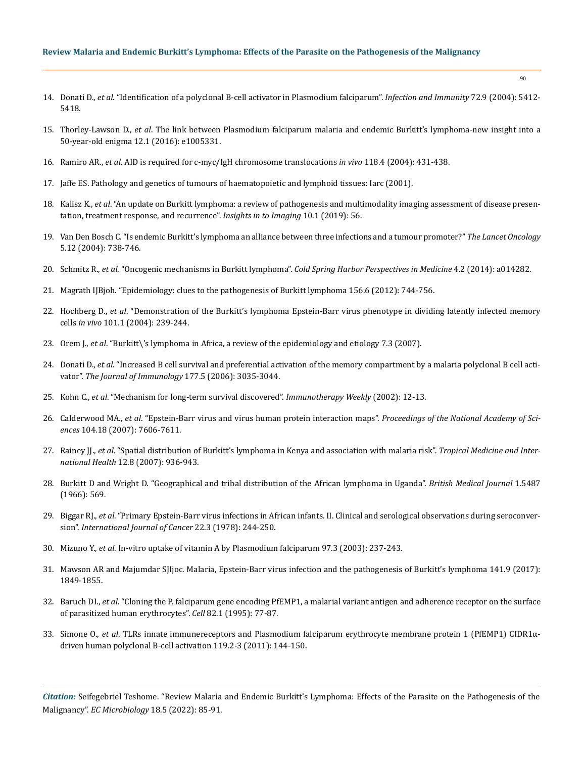14. Donati D., *et al*. "Identification of a polyclonal B-cell activator in Plasmodium falciparum". *Infection and Immunity* 72.9 (2004): 5412-5418.

15. Thorley-Lawson D., *et al*. The link between Plasmodium falciparum malaria and endemic Burkitt's lymphoma-new insight into a 50-year-old enigma 12.1 (2016): e1005331.

16. Ramiro AR., *et al*. AID is required for c-myc/IgH chromosome translocations *in vivo* 118.4 (2004): 431-438.

17. Jaffe ES. Pathology and genetics of tumours of haematopoietic and lymphoid tissues: Iarc (2001).

18. Kalisz K., *et al*. "An update on Burkitt lymphoma: a review of pathogenesis and multimodality imaging assessment of disease presentation, treatment response, and recurrence". *Insights in to Imaging* 10.1 (2019): 56.

19. Van Den Bosch C. "Is endemic Burkitt's lymphoma an alliance between three infections and a tumour promoter?" *The Lancet Oncology* 5.12 (2004): 738-746.

20. Schmitz R., *et al*. "Oncogenic mechanisms in Burkitt lymphoma". *Cold Spring Harbor Perspectives in Medicine* 4.2 (2014): a014282.

21. Magrath IJBjoh. "Epidemiology: clues to the pathogenesis of Burkitt lymphoma 156.6 (2012): 744-756.

22. Hochberg D., *et al*. "Demonstration of the Burkitt's lymphoma Epstein-Barr virus phenotype in dividing latently infected memory cells *in vivo* 101.1 (2004): 239-244.

23. Orem J., *et al*. "Burkitt\'s lymphoma in Africa, a review of the epidemiology and etiology 7.3 (2007).

24. Donati D., *et al*. "Increased B cell survival and preferential activation of the memory compartment by a malaria polyclonal B cell activator". *The Journal of Immunology* 177.5 (2006): 3035-3044.

25. Kohn C., *et al*. "Mechanism for long-term survival discovered". *Immunotherapy Weekly* (2002): 12-13.

26. Calderwood MA., *et al*. "Epstein-Barr virus and virus human protein interaction maps". *Proceedings of the National Academy of Sciences* 104.18 (2007): 7606-7611.

27. Rainey JJ., *et al*. "Spatial distribution of Burkitt's lymphoma in Kenya and association with malaria risk". *Tropical Medicine and International Health* 12.8 (2007): 936-943.

28. Burkitt D and Wright D. "Geographical and tribal distribution of the African lymphoma in Uganda". *British Medical Journal* 1.5487 (1966): 569.

29. Biggar RJ., *et al*. "Primary Epstein-Barr virus infections in African infants. II. Clinical and serological observations during seroconversion". *International Journal of Cancer* 22.3 (1978): 244-250.

30. Mizuno Y., *et al*. In-vitro uptake of vitamin A by Plasmodium falciparum 97.3 (2003): 237-243.

31. Mawson AR and Majumdar SJIjoc. Malaria, Epstein-Barr virus infection and the pathogenesis of Burkitt's lymphoma 141.9 (2017): 1849-1855.

32. Baruch DI., *et al*. "Cloning the P. falciparum gene encoding PfEMP1, a malarial variant antigen and adherence receptor on the surface of parasitized human erythrocytes". *Cell* 82.1 (1995): 77-87.

33. Simone O., *et al*. TLRs innate immunereceptors and Plasmodium falciparum erythrocyte membrane protein 1 (PfEMP1) CIDR1α-driven human polyclonal B-cell activation 119.2-3 (2011): 144-150.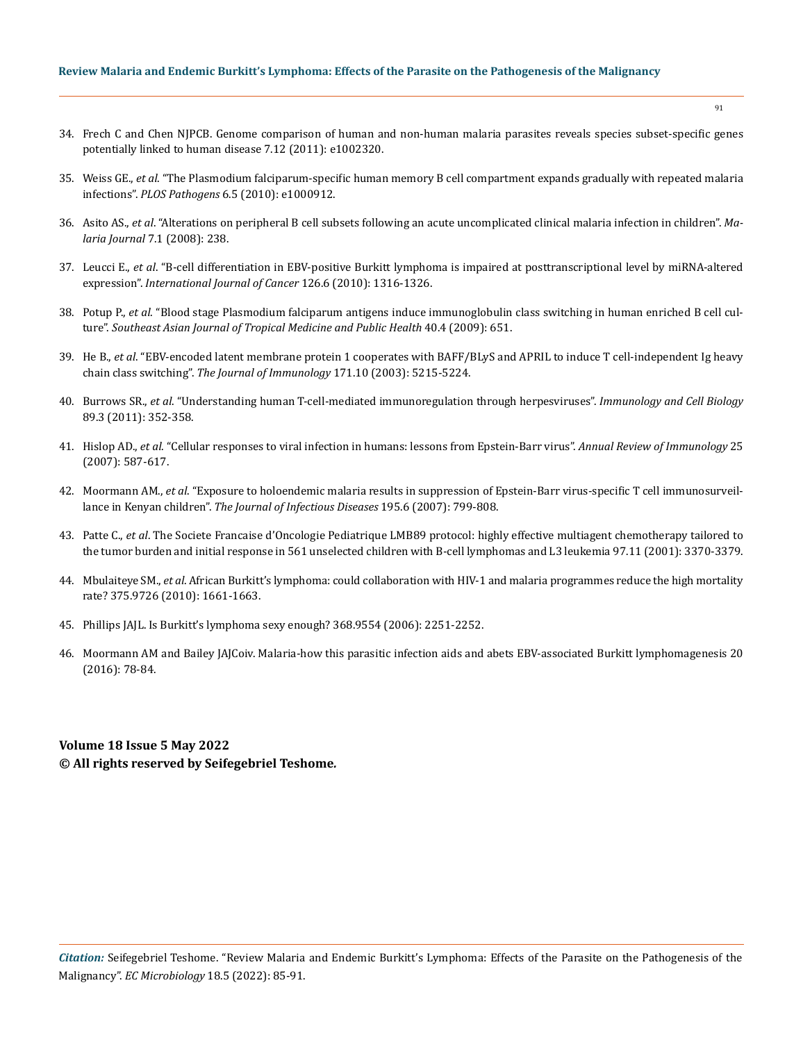34. Frech C and Chen NJPCB. Genome comparison of human and non-human malaria parasites reveals species subset-specific genes potentially linked to human disease 7.12 (2011): e1002320.

35. Weiss GE., *et al*. "The Plasmodium falciparum-specific human memory B cell compartment expands gradually with repeated malaria infections". *PLOS Pathogens* 6.5 (2010): e1000912.

36. Asito AS., *et al*. "Alterations on peripheral B cell subsets following an acute uncomplicated clinical malaria infection in children". *Malaria Journal* 7.1 (2008): 238.

37. Leucci E., *et al*. "B-cell differentiation in EBV-positive Burkitt lymphoma is impaired at posttranscriptional level by miRNA-altered expression". *International Journal of Cancer* 126.6 (2010): 1316-1326.

38. Potup P., *et al*. "Blood stage Plasmodium falciparum antigens induce immunoglobulin class switching in human enriched B cell culture". *Southeast Asian Journal of Tropical Medicine and Public Health* 40.4 (2009): 651.

39. He B., *et al*. "EBV-encoded latent membrane protein 1 cooperates with BAFF/BLyS and APRIL to induce T cell-independent Ig heavy chain class switching". *The Journal of Immunology* 171.10 (2003): 5215-5224.

40. Burrows SR., *et al*. "Understanding human T-cell-mediated immunoregulation through herpesviruses". *Immunology and Cell Biology* 89.3 (2011): 352-358.

41. Hislop AD., *et al*. "Cellular responses to viral infection in humans: lessons from Epstein-Barr virus". *Annual Review of Immunology* 25 (2007): 587-617.

42. Moormann AM., *et al*. "Exposure to holoendemic malaria results in suppression of Epstein-Barr virus-specific T cell immunosurveillance in Kenyan children". *The Journal of Infectious Diseases* 195.6 (2007): 799-808.

43. Patte C., *et al*. The Societe Francaise d'Oncologie Pediatrique LMB89 protocol: highly effective multiagent chemotherapy tailored to the tumor burden and initial response in 561 unselected children with B-cell lymphomas and L3 leukemia 97.11 (2001): 3370-3379.

44. Mbulaiteye SM., *et al*. African Burkitt's lymphoma: could collaboration with HIV-1 and malaria programmes reduce the high mortality rate? 375.9726 (2010): 1661-1663.

45. Phillips JAJL. Is Burkitt's lymphoma sexy enough? 368.9554 (2006): 2251-2252.

46. Moormann AM and Bailey JAJCoiv. Malaria-how this parasitic infection aids and abets EBV-associated Burkitt lymphomagenesis 20 (2016): 78-84.

**Volume 18 Issue 5 May 2022**
**© All rights reserved by Seifegebriel Teshome.**